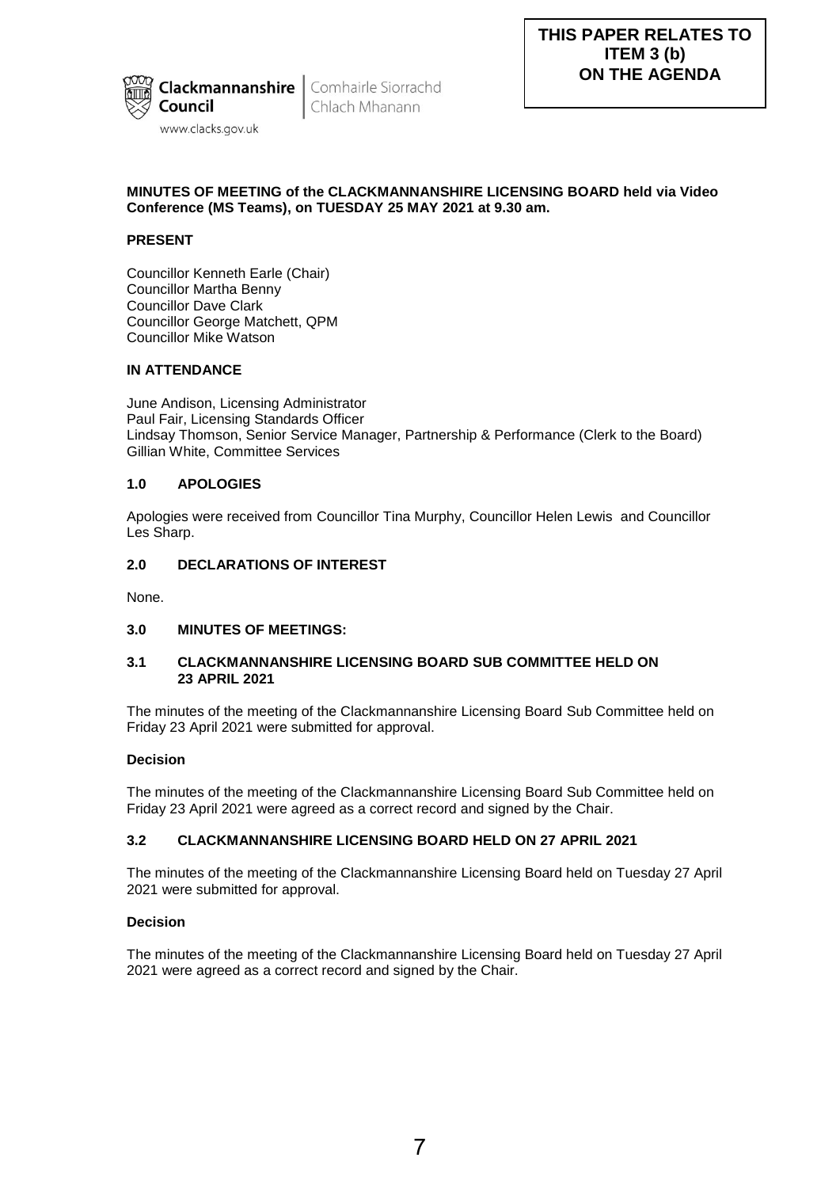**THIS PAPER RELATES TO ITEM 3 (b) ON THE AGENDA**

Clackmannanshire Council | Comhairle Siorrachd Chlach Mhanann

www.clacks.gov.uk

**MINUTES OF MEETING of the CLACKMANNANSHIRE LICENSING BOARD held via Video Conference (MS Teams), on TUESDAY 25 MAY 2021 at 9.30 am.**

**PRESENT**

Councillor Kenneth Earle (Chair)
Councillor Martha Benny
Councillor Dave Clark
Councillor George Matchett, QPM
Councillor Mike Watson

**IN ATTENDANCE**

June Andison, Licensing Administrator
Paul Fair, Licensing Standards Officer
Lindsay Thomson, Senior Service Manager, Partnership & Performance (Clerk to the Board)
Gillian White, Committee Services

**1.0 APOLOGIES**

Apologies were received from Councillor Tina Murphy, Councillor Helen Lewis and Councillor Les Sharp.

**2.0 DECLARATIONS OF INTEREST**

None.

**3.0 MINUTES OF MEETINGS:**

**3.1 CLACKMANNANSHIRE LICENSING BOARD SUB COMMITTEE HELD ON 23 APRIL 2021**

The minutes of the meeting of the Clackmannanshire Licensing Board Sub Committee held on Friday 23 April 2021 were submitted for approval.

**Decision**

The minutes of the meeting of the Clackmannanshire Licensing Board Sub Committee held on Friday 23 April 2021 were agreed as a correct record and signed by the Chair.

**3.2 CLACKMANNANSHIRE LICENSING BOARD HELD ON 27 APRIL 2021**

The minutes of the meeting of the Clackmannanshire Licensing Board held on Tuesday 27 April 2021 were submitted for approval.

**Decision**

The minutes of the meeting of the Clackmannanshire Licensing Board held on Tuesday 27 April 2021 were agreed as a correct record and signed by the Chair.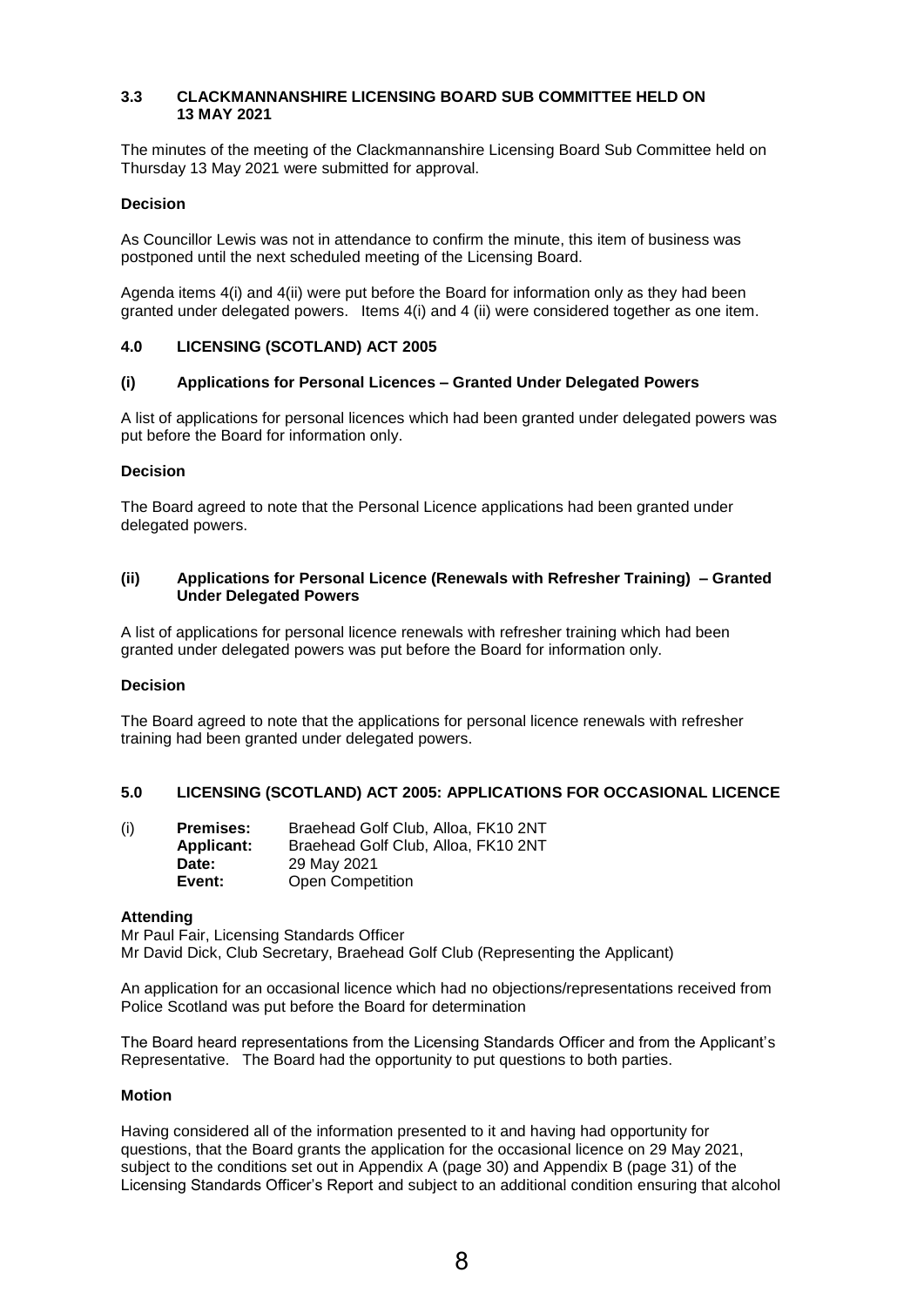### 3.3 CLACKMANNANSHIRE LICENSING BOARD SUB COMMITTEE HELD ON 13 MAY 2021

The minutes of the meeting of the Clackmannanshire Licensing Board Sub Committee held on Thursday 13 May 2021 were submitted for approval.

**Decision**

As Councillor Lewis was not in attendance to confirm the minute, this item of business was postponed until the next scheduled meeting of the Licensing Board.

Agenda items 4(i) and 4(ii) were put before the Board for information only as they had been granted under delegated powers. Items 4(i) and 4 (ii) were considered together as one item.

## 4.0 LICENSING (SCOTLAND) ACT 2005

### (i) Applications for Personal Licences – Granted Under Delegated Powers

A list of applications for personal licences which had been granted under delegated powers was put before the Board for information only.

**Decision**

The Board agreed to note that the Personal Licence applications had been granted under delegated powers.

### (ii) Applications for Personal Licence (Renewals with Refresher Training) – Granted Under Delegated Powers

A list of applications for personal licence renewals with refresher training which had been granted under delegated powers was put before the Board for information only.

**Decision**

The Board agreed to note that the applications for personal licence renewals with refresher training had been granted under delegated powers.

## 5.0 LICENSING (SCOTLAND) ACT 2005: APPLICATIONS FOR OCCASIONAL LICENCE

(i) **Premises:** Braehead Golf Club, Alloa, FK10 2NT
**Applicant:** Braehead Golf Club, Alloa, FK10 2NT
**Date:** 29 May 2021
**Event:** Open Competition

**Attending**

Mr Paul Fair, Licensing Standards Officer
Mr David Dick, Club Secretary, Braehead Golf Club (Representing the Applicant)

An application for an occasional licence which had no objections/representations received from Police Scotland was put before the Board for determination

The Board heard representations from the Licensing Standards Officer and from the Applicant's Representative. The Board had the opportunity to put questions to both parties.

**Motion**

Having considered all of the information presented to it and having had opportunity for questions, that the Board grants the application for the occasional licence on 29 May 2021, subject to the conditions set out in Appendix A (page 30) and Appendix B (page 31) of the Licensing Standards Officer's Report and subject to an additional condition ensuring that alcohol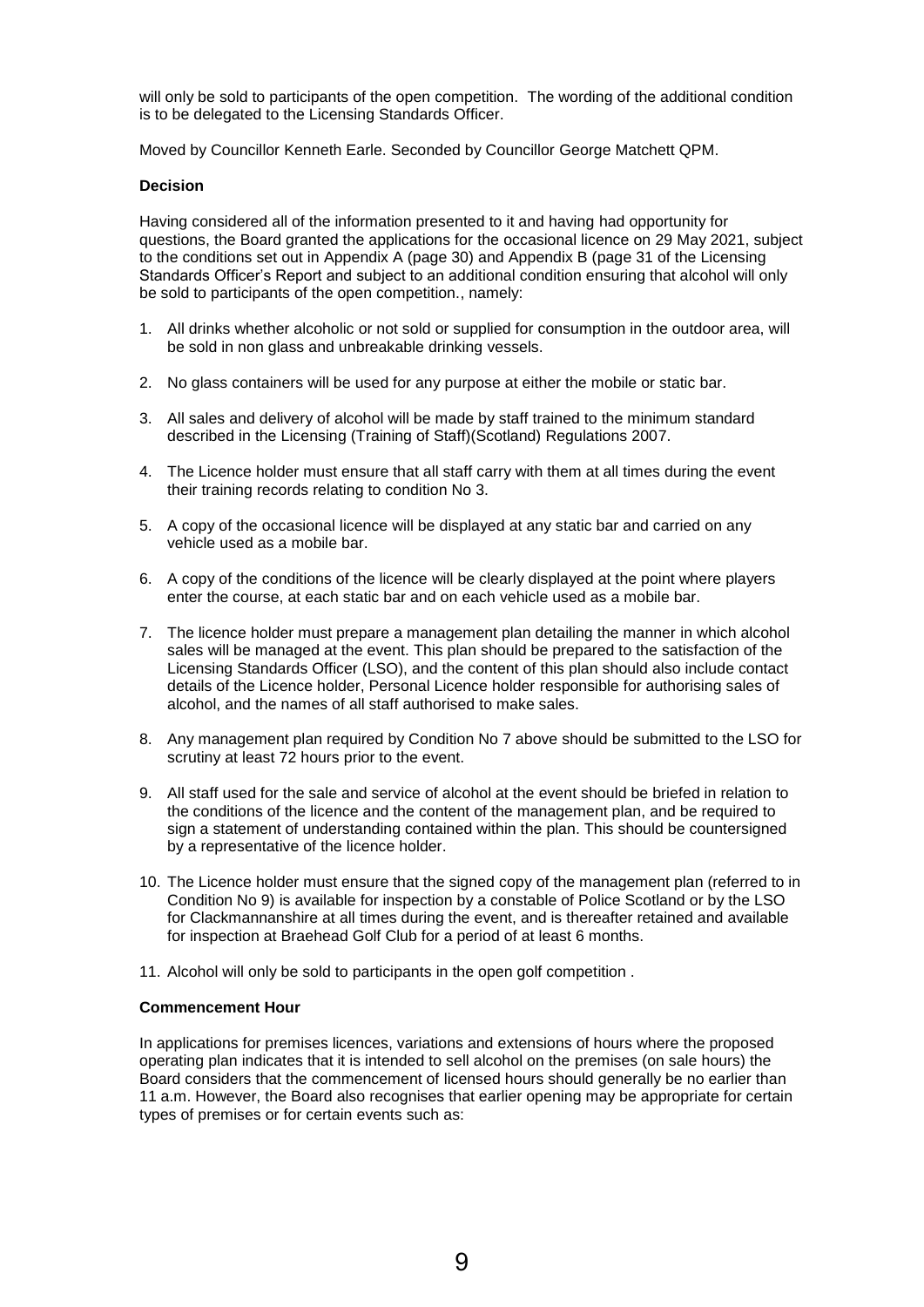will only be sold to participants of the open competition. The wording of the additional condition is to be delegated to the Licensing Standards Officer.

Moved by Councillor Kenneth Earle. Seconded by Councillor George Matchett QPM.

**Decision**

Having considered all of the information presented to it and having had opportunity for questions, the Board granted the applications for the occasional licence on 29 May 2021, subject to the conditions set out in Appendix A (page 30) and Appendix B (page 31 of the Licensing Standards Officer's Report and subject to an additional condition ensuring that alcohol will only be sold to participants of the open competition., namely:

1. All drinks whether alcoholic or not sold or supplied for consumption in the outdoor area, will be sold in non glass and unbreakable drinking vessels.
2. No glass containers will be used for any purpose at either the mobile or static bar.
3. All sales and delivery of alcohol will be made by staff trained to the minimum standard described in the Licensing (Training of Staff)(Scotland) Regulations 2007.
4. The Licence holder must ensure that all staff carry with them at all times during the event their training records relating to condition No 3.
5. A copy of the occasional licence will be displayed at any static bar and carried on any vehicle used as a mobile bar.
6. A copy of the conditions of the licence will be clearly displayed at the point where players enter the course, at each static bar and on each vehicle used as a mobile bar.
7. The licence holder must prepare a management plan detailing the manner in which alcohol sales will be managed at the event. This plan should be prepared to the satisfaction of the Licensing Standards Officer (LSO), and the content of this plan should also include contact details of the Licence holder, Personal Licence holder responsible for authorising sales of alcohol, and the names of all staff authorised to make sales.
8. Any management plan required by Condition No 7 above should be submitted to the LSO for scrutiny at least 72 hours prior to the event.
9. All staff used for the sale and service of alcohol at the event should be briefed in relation to the conditions of the licence and the content of the management plan, and be required to sign a statement of understanding contained within the plan. This should be countersigned by a representative of the licence holder.
10. The Licence holder must ensure that the signed copy of the management plan (referred to in Condition No 9) is available for inspection by a constable of Police Scotland or by the LSO for Clackmannanshire at all times during the event, and is thereafter retained and available for inspection at Braehead Golf Club for a period of at least 6 months.
11. Alcohol will only be sold to participants in the open golf competition .

**Commencement Hour**

In applications for premises licences, variations and extensions of hours where the proposed operating plan indicates that it is intended to sell alcohol on the premises (on sale hours) the Board considers that the commencement of licensed hours should generally be no earlier than 11 a.m. However, the Board also recognises that earlier opening may be appropriate for certain types of premises or for certain events such as: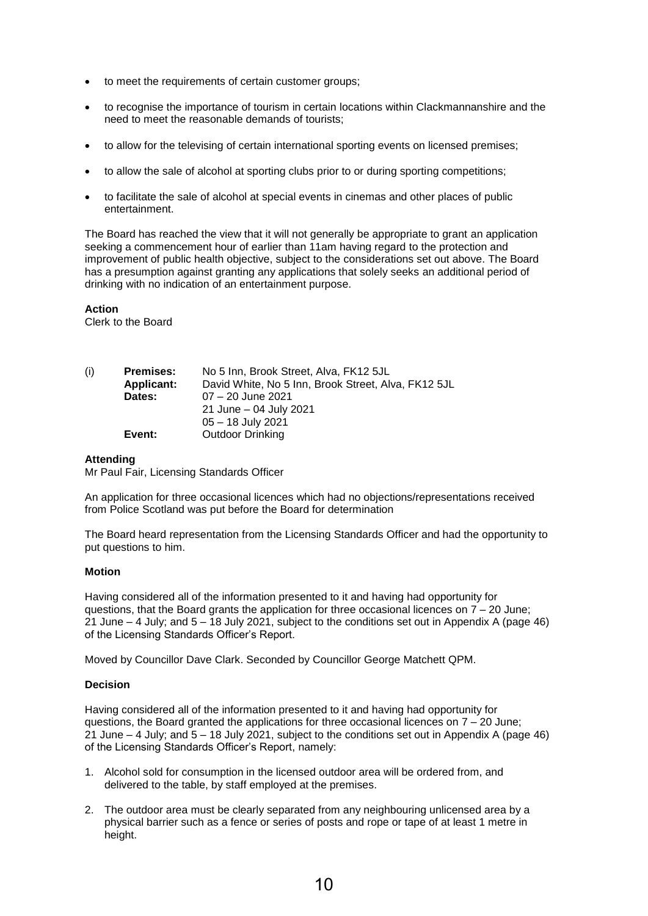- to meet the requirements of certain customer groups;
- to recognise the importance of tourism in certain locations within Clackmannanshire and the need to meet the reasonable demands of tourists;
- to allow for the televising of certain international sporting events on licensed premises;
- to allow the sale of alcohol at sporting clubs prior to or during sporting competitions;
- to facilitate the sale of alcohol at special events in cinemas and other places of public entertainment.

The Board has reached the view that it will not generally be appropriate to grant an application seeking a commencement hour of earlier than 11am having regard to the protection and improvement of public health objective, subject to the considerations set out above. The Board has a presumption against granting any applications that solely seeks an additional period of drinking with no indication of an entertainment purpose.

**Action**
Clerk to the Board

(i) **Premises:** No 5 Inn, Brook Street, Alva, FK12 5JL
**Applicant:** David White, No 5 Inn, Brook Street, Alva, FK12 5JL
**Dates:** 07 – 20 June 2021
21 June – 04 July 2021
05 – 18 July 2021
**Event:** Outdoor Drinking

**Attending**
Mr Paul Fair, Licensing Standards Officer

An application for three occasional licences which had no objections/representations received from Police Scotland was put before the Board for determination

The Board heard representation from the Licensing Standards Officer and had the opportunity to put questions to him.

**Motion**

Having considered all of the information presented to it and having had opportunity for questions, that the Board grants the application for three occasional licences on 7 – 20 June; 21 June – 4 July; and 5 – 18 July 2021, subject to the conditions set out in Appendix A (page 46) of the Licensing Standards Officer's Report.

Moved by Councillor Dave Clark. Seconded by Councillor George Matchett QPM.

**Decision**

Having considered all of the information presented to it and having had opportunity for questions, the Board granted the applications for three occasional licences on 7 – 20 June; 21 June – 4 July; and 5 – 18 July 2021, subject to the conditions set out in Appendix A (page 46) of the Licensing Standards Officer's Report, namely:

1. Alcohol sold for consumption in the licensed outdoor area will be ordered from, and delivered to the table, by staff employed at the premises.
2. The outdoor area must be clearly separated from any neighbouring unlicensed area by a physical barrier such as a fence or series of posts and rope or tape of at least 1 metre in height.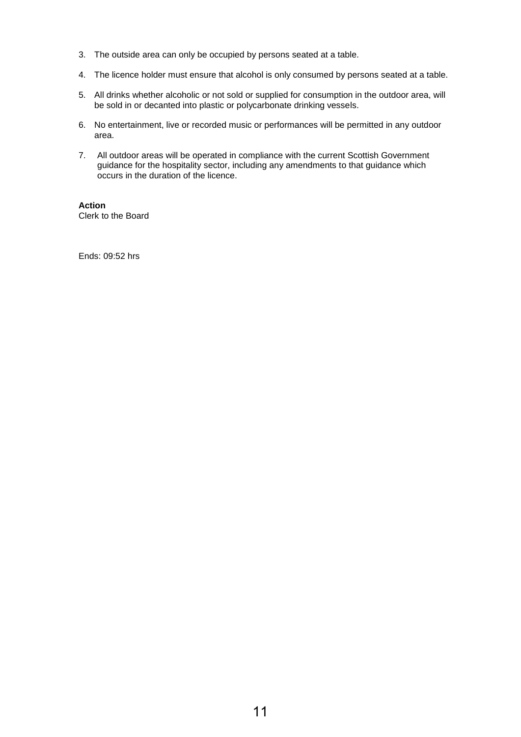3. The outside area can only be occupied by persons seated at a table.

4. The licence holder must ensure that alcohol is only consumed by persons seated at a table.

5. All drinks whether alcoholic or not sold or supplied for consumption in the outdoor area, will be sold in or decanted into plastic or polycarbonate drinking vessels.

6. No entertainment, live or recorded music or performances will be permitted in any outdoor area.

7. All outdoor areas will be operated in compliance with the current Scottish Government guidance for the hospitality sector, including any amendments to that guidance which occurs in the duration of the licence.

**Action**
Clerk to the Board

Ends: 09:52 hrs